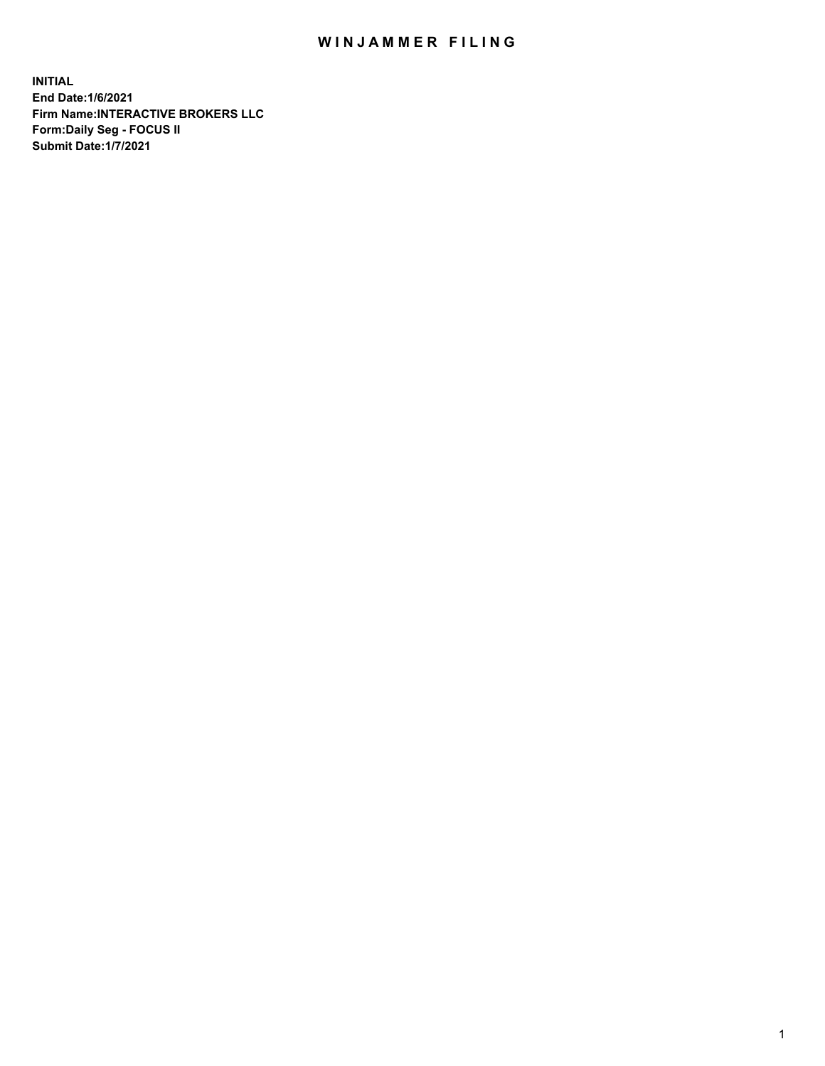# WINJAMMER FILING

**INITIAL**
**End Date:1/6/2021**
**Firm Name:INTERACTIVE BROKERS LLC**
**Form:Daily Seg - FOCUS II**
**Submit Date:1/7/2021**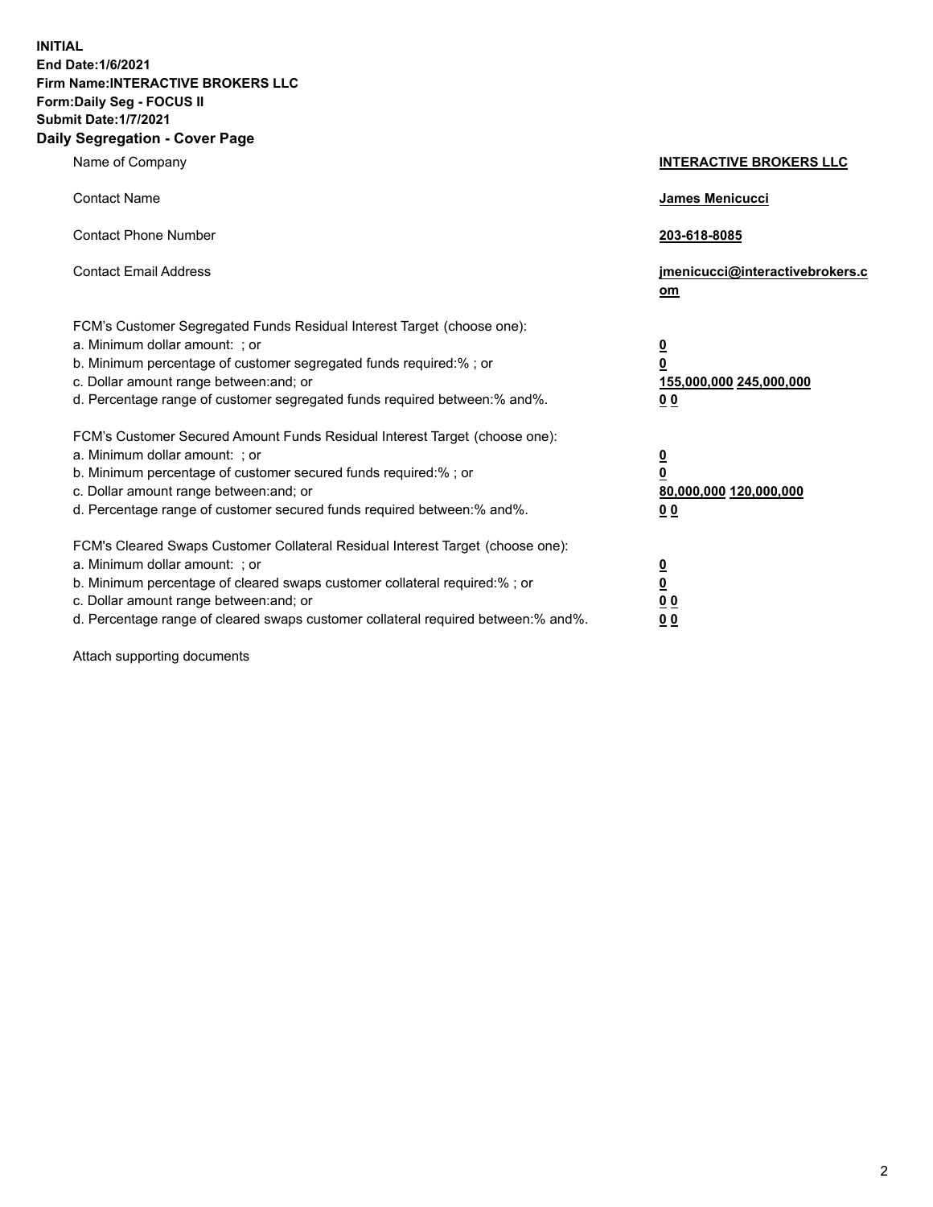**INITIAL**
**End Date:1/6/2021**
**Firm Name:INTERACTIVE BROKERS LLC**
**Form:Daily Seg - FOCUS II**
**Submit Date:1/7/2021**

## Daily Segregation - Cover Page

| | |
|---|---|
| Name of Company | **INTERACTIVE BROKERS LLC** |
| Contact Name | **James Menicucci** |
| Contact Phone Number | **203-618-8085** |
| Contact Email Address | **jmenicucci@interactivebrokers.com** |
| FCM's Customer Segregated Funds Residual Interest Target (choose one): | |
| a. Minimum dollar amount: ; or | **0** |
| b. Minimum percentage of customer segregated funds required:% ; or | **0** |
| c. Dollar amount range between:and; or | **155,000,000** **245,000,000** |
| d. Percentage range of customer segregated funds required between:% and%. | **0** **0** |
| FCM's Customer Secured Amount Funds Residual Interest Target (choose one): | |
| a. Minimum dollar amount: ; or | **0** |
| b. Minimum percentage of customer secured funds required:% ; or | **0** |
| c. Dollar amount range between:and; or | **80,000,000** **120,000,000** |
| d. Percentage range of customer secured funds required between:% and%. | **0** **0** |
| FCM's Cleared Swaps Customer Collateral Residual Interest Target (choose one): | |
| a. Minimum dollar amount: ; or | **0** |
| b. Minimum percentage of cleared swaps customer collateral required:% ; or | **0** |
| c. Dollar amount range between:and; or | **0** **0** |
| d. Percentage range of cleared swaps customer collateral required between:% and%. | **0** **0** |

Attach supporting documents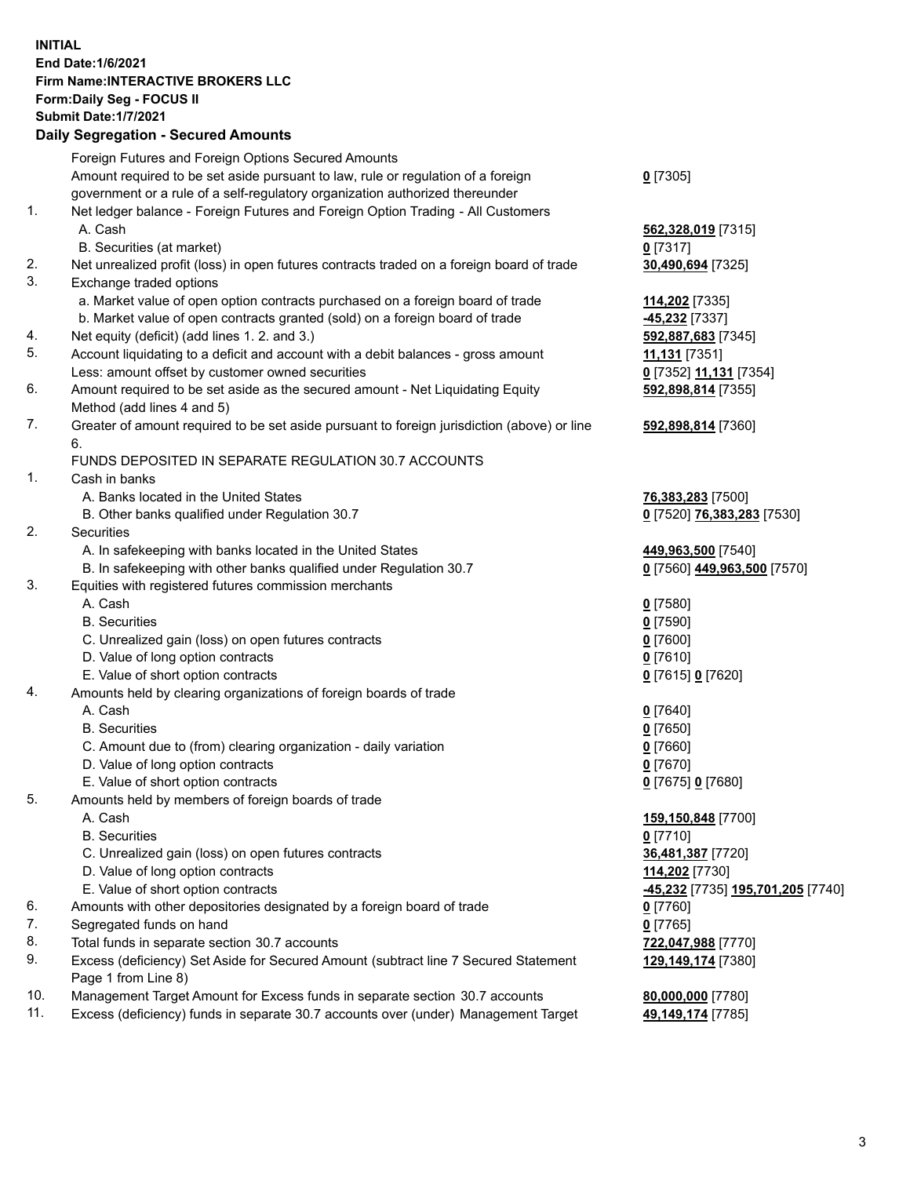**INITIAL**
**End Date:1/6/2021**
**Firm Name:INTERACTIVE BROKERS LLC**
**Form:Daily Seg - FOCUS II**
**Submit Date:1/7/2021**

## Daily Segregation - Secured Amounts

| | | |
|---|---|---|
| | Foreign Futures and Foreign Options Secured Amounts | |
| | Amount required to be set aside pursuant to law, rule or regulation of a foreign government or a rule of a self-regulatory organization authorized thereunder | **0** [7305] |
| 1. | Net ledger balance - Foreign Futures and Foreign Option Trading - All Customers | |
| | A. Cash | **562,328,019** [7315] |
| | B. Securities (at market) | **0** [7317] |
| 2. | Net unrealized profit (loss) in open futures contracts traded on a foreign board of trade | **30,490,694** [7325] |
| 3. | Exchange traded options | |
| | a. Market value of open option contracts purchased on a foreign board of trade | **114,202** [7335] |
| | b. Market value of open contracts granted (sold) on a foreign board of trade | **-45,232** [7337] |
| 4. | Net equity (deficit) (add lines 1. 2. and 3.) | **592,887,683** [7345] |
| 5. | Account liquidating to a deficit and account with a debit balances - gross amount | **11,131** [7351] |
| | Less: amount offset by customer owned securities | **0** [7352] **11,131** [7354] |
| 6. | Amount required to be set aside as the secured amount - Net Liquidating Equity Method (add lines 4 and 5) | **592,898,814** [7355] |
| 7. | Greater of amount required to be set aside pursuant to foreign jurisdiction (above) or line 6. | **592,898,814** [7360] |
| | FUNDS DEPOSITED IN SEPARATE REGULATION 30.7 ACCOUNTS | |
| 1. | Cash in banks | |
| | A. Banks located in the United States | **76,383,283** [7500] |
| | B. Other banks qualified under Regulation 30.7 | **0** [7520] **76,383,283** [7530] |
| 2. | Securities | |
| | A. In safekeeping with banks located in the United States | **449,963,500** [7540] |
| | B. In safekeeping with other banks qualified under Regulation 30.7 | **0** [7560] **449,963,500** [7570] |
| 3. | Equities with registered futures commission merchants | |
| | A. Cash | **0** [7580] |
| | B. Securities | **0** [7590] |
| | C. Unrealized gain (loss) on open futures contracts | **0** [7600] |
| | D. Value of long option contracts | **0** [7610] |
| | E. Value of short option contracts | **0** [7615] **0** [7620] |
| 4. | Amounts held by clearing organizations of foreign boards of trade | |
| | A. Cash | **0** [7640] |
| | B. Securities | **0** [7650] |
| | C. Amount due to (from) clearing organization - daily variation | **0** [7660] |
| | D. Value of long option contracts | **0** [7670] |
| | E. Value of short option contracts | **0** [7675] **0** [7680] |
| 5. | Amounts held by members of foreign boards of trade | |
| | A. Cash | **159,150,848** [7700] |
| | B. Securities | **0** [7710] |
| | C. Unrealized gain (loss) on open futures contracts | **36,481,387** [7720] |
| | D. Value of long option contracts | **114,202** [7730] |
| | E. Value of short option contracts | **-45,232** [7735] **195,701,205** [7740] |
| 6. | Amounts with other depositories designated by a foreign board of trade | **0** [7760] |
| 7. | Segregated funds on hand | **0** [7765] |
| 8. | Total funds in separate section 30.7 accounts | **722,047,988** [7770] |
| 9. | Excess (deficiency) Set Aside for Secured Amount (subtract line 7 Secured Statement Page 1 from Line 8) | **129,149,174** [7380] |
| 10. | Management Target Amount for Excess funds in separate section 30.7 accounts | **80,000,000** [7780] |
| 11. | Excess (deficiency) funds in separate 30.7 accounts over (under) Management Target | **49,149,174** [7785] |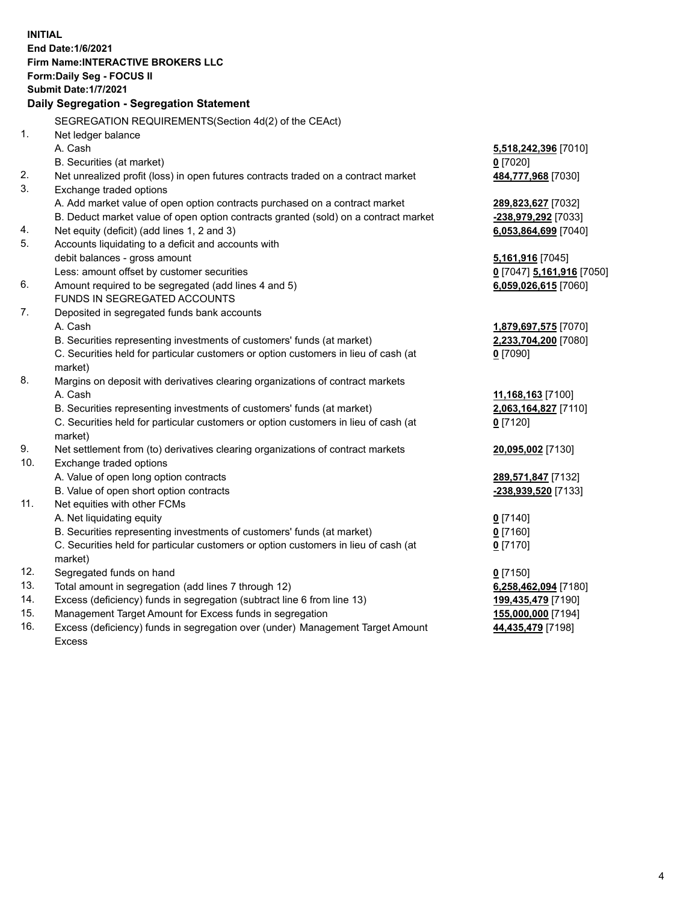**INITIAL**
**End Date:1/6/2021**
**Firm Name:INTERACTIVE BROKERS LLC**
**Form:Daily Seg - FOCUS II**
**Submit Date:1/7/2021**

**Daily Segregation - Segregation Statement**

| | | |
|---|---|---|
| | SEGREGATION REQUIREMENTS(Section 4d(2) of the CEAct) | |
| 1. | Net ledger balance | |
| | A. Cash | **5,518,242,396** [7010] |
| | B. Securities (at market) | **0** [7020] |
| 2. | Net unrealized profit (loss) in open futures contracts traded on a contract market | **484,777,968** [7030] |
| 3. | Exchange traded options | |
| | A. Add market value of open option contracts purchased on a contract market | **289,823,627** [7032] |
| | B. Deduct market value of open option contracts granted (sold) on a contract market | **-238,979,292** [7033] |
| 4. | Net equity (deficit) (add lines 1, 2 and 3) | **6,053,864,699** [7040] |
| 5. | Accounts liquidating to a deficit and accounts with | |
| | debit balances - gross amount | **5,161,916** [7045] |
| | Less: amount offset by customer securities | **0** [7047] **5,161,916** [7050] |
| 6. | Amount required to be segregated (add lines 4 and 5) | **6,059,026,615** [7060] |
| | FUNDS IN SEGREGATED ACCOUNTS | |
| 7. | Deposited in segregated funds bank accounts | |
| | A. Cash | **1,879,697,575** [7070] |
| | B. Securities representing investments of customers' funds (at market) | **2,233,704,200** [7080] |
| | C. Securities held for particular customers or option customers in lieu of cash (at market) | **0** [7090] |
| 8. | Margins on deposit with derivatives clearing organizations of contract markets | |
| | A. Cash | **11,168,163** [7100] |
| | B. Securities representing investments of customers' funds (at market) | **2,063,164,827** [7110] |
| | C. Securities held for particular customers or option customers in lieu of cash (at market) | **0** [7120] |
| 9. | Net settlement from (to) derivatives clearing organizations of contract markets | **20,095,002** [7130] |
| 10. | Exchange traded options | |
| | A. Value of open long option contracts | **289,571,847** [7132] |
| | B. Value of open short option contracts | **-238,939,520** [7133] |
| 11. | Net equities with other FCMs | |
| | A. Net liquidating equity | **0** [7140] |
| | B. Securities representing investments of customers' funds (at market) | **0** [7160] |
| | C. Securities held for particular customers or option customers in lieu of cash (at market) | **0** [7170] |
| 12. | Segregated funds on hand | **0** [7150] |
| 13. | Total amount in segregation (add lines 7 through 12) | **6,258,462,094** [7180] |
| 14. | Excess (deficiency) funds in segregation (subtract line 6 from line 13) | **199,435,479** [7190] |
| 15. | Management Target Amount for Excess funds in segregation | **155,000,000** [7194] |
| 16. | Excess (deficiency) funds in segregation over (under) Management Target Amount Excess | **44,435,479** [7198] |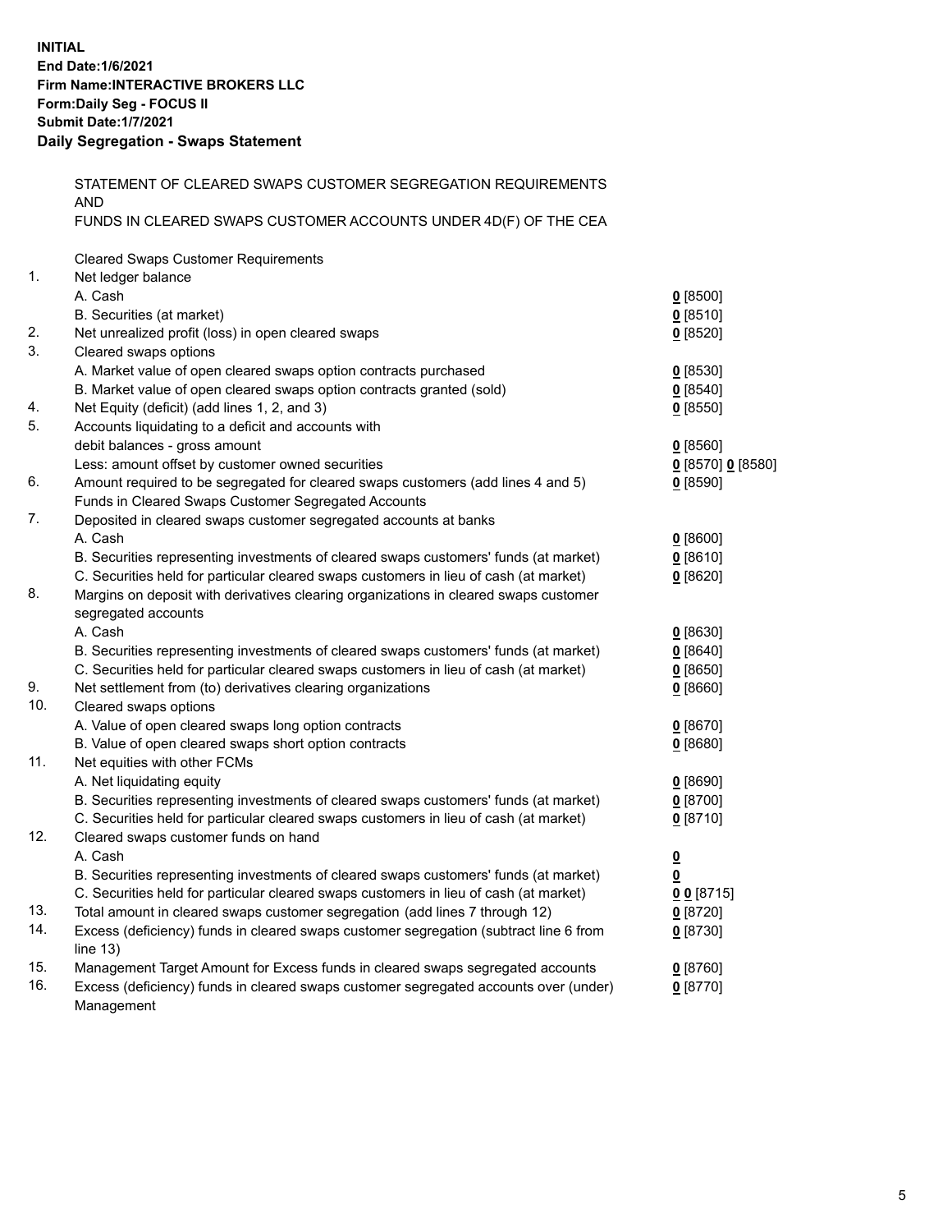**INITIAL**
**End Date:1/6/2021**
**Firm Name:INTERACTIVE BROKERS LLC**
**Form:Daily Seg - FOCUS II**
**Submit Date:1/7/2021**
**Daily Segregation - Swaps Statement**

STATEMENT OF CLEARED SWAPS CUSTOMER SEGREGATION REQUIREMENTS AND FUNDS IN CLEARED SWAPS CUSTOMER ACCOUNTS UNDER 4D(F) OF THE CEA

| | | |
|---|---|---|
| | Cleared Swaps Customer Requirements | |
| 1. | Net ledger balance | |
| | A. Cash | 0 [8500] |
| | B. Securities (at market) | 0 [8510] |
| 2. | Net unrealized profit (loss) in open cleared swaps | 0 [8520] |
| 3. | Cleared swaps options | |
| | A. Market value of open cleared swaps option contracts purchased | 0 [8530] |
| | B. Market value of open cleared swaps option contracts granted (sold) | 0 [8540] |
| 4. | Net Equity (deficit) (add lines 1, 2, and 3) | 0 [8550] |
| 5. | Accounts liquidating to a deficit and accounts with debit balances - gross amount | 0 [8560] |
| | Less: amount offset by customer owned securities | 0 [8570] 0 [8580] |
| 6. | Amount required to be segregated for cleared swaps customers (add lines 4 and 5) | 0 [8590] |
| | Funds in Cleared Swaps Customer Segregated Accounts | |
| 7. | Deposited in cleared swaps customer segregated accounts at banks | |
| | A. Cash | 0 [8600] |
| | B. Securities representing investments of cleared swaps customers' funds (at market) | 0 [8610] |
| | C. Securities held for particular cleared swaps customers in lieu of cash (at market) | 0 [8620] |
| 8. | Margins on deposit with derivatives clearing organizations in cleared swaps customer segregated accounts | |
| | A. Cash | 0 [8630] |
| | B. Securities representing investments of cleared swaps customers' funds (at market) | 0 [8640] |
| | C. Securities held for particular cleared swaps customers in lieu of cash (at market) | 0 [8650] |
| 9. | Net settlement from (to) derivatives clearing organizations | 0 [8660] |
| 10. | Cleared swaps options | |
| | A. Value of open cleared swaps long option contracts | 0 [8670] |
| | B. Value of open cleared swaps short option contracts | 0 [8680] |
| 11. | Net equities with other FCMs | |
| | A. Net liquidating equity | 0 [8690] |
| | B. Securities representing investments of cleared swaps customers' funds (at market) | 0 [8700] |
| | C. Securities held for particular cleared swaps customers in lieu of cash (at market) | 0 [8710] |
| 12. | Cleared swaps customer funds on hand | |
| | A. Cash | 0 |
| | B. Securities representing investments of cleared swaps customers' funds (at market) | 0 |
| | C. Securities held for particular cleared swaps customers in lieu of cash (at market) | 0 0 [8715] |
| 13. | Total amount in cleared swaps customer segregation (add lines 7 through 12) | 0 [8720] |
| 14. | Excess (deficiency) funds in cleared swaps customer segregation (subtract line 6 from line 13) | 0 [8730] |
| 15. | Management Target Amount for Excess funds in cleared swaps segregated accounts | 0 [8760] |
| 16. | Excess (deficiency) funds in cleared swaps customer segregated accounts over (under) Management | 0 [8770] |